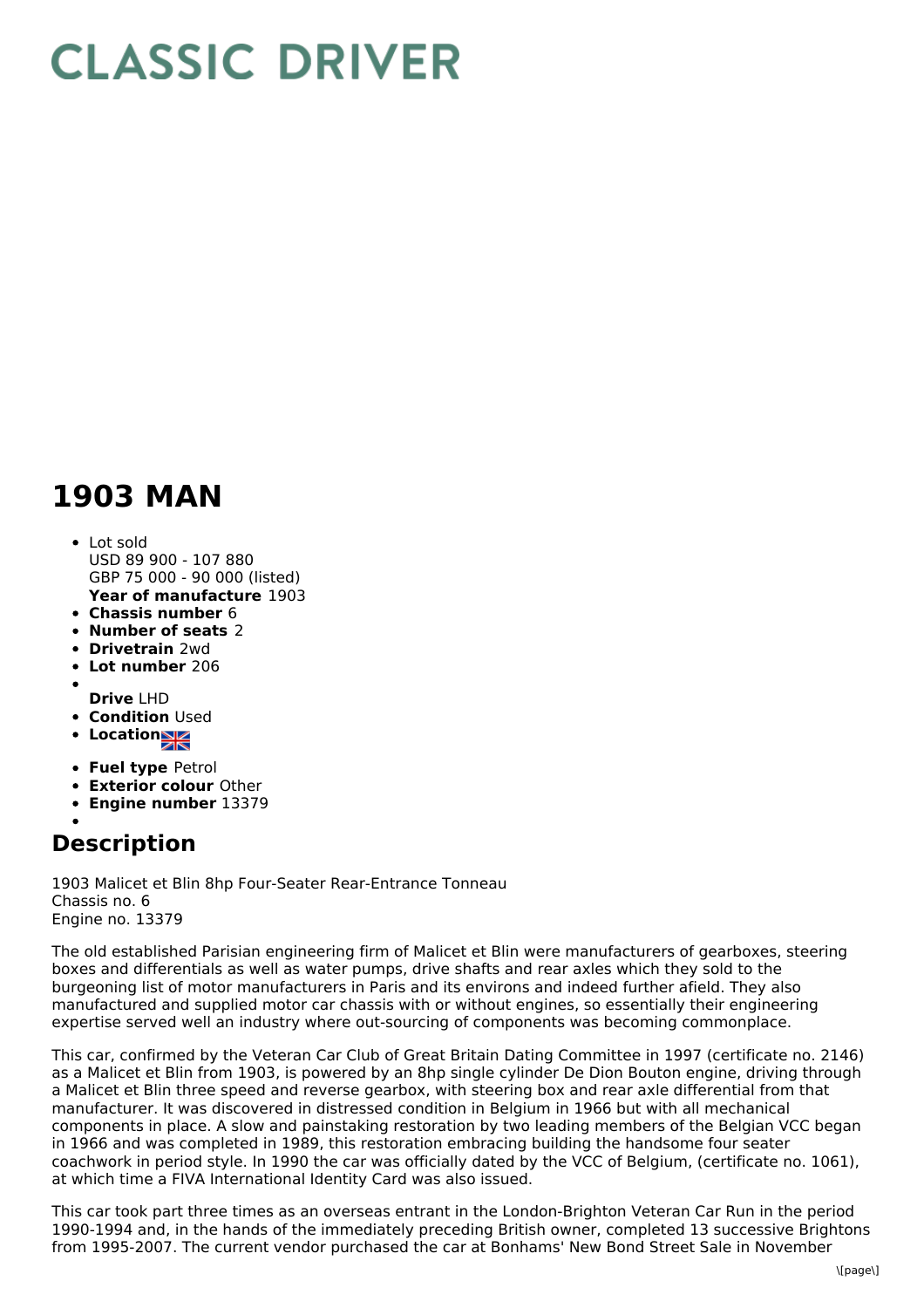# CLASSIC DRIVER

# 1903 MAN

- Lot sold
  USD 89 900 - 107 880
  GBP 75 000 - 90 000 (listed)
  **Year of manufacture** 1903
- **Chassis number** 6
- **Number of seats** 2
- **Drivetrain** 2wd
- **Lot number** 206
- **Drive** LHD
- **Condition** Used
- **Location**
- **Fuel type** Petrol
- **Exterior colour** Other
- **Engine number** 13379

## Description

1903 Malicet et Blin 8hp Four-Seater Rear-Entrance Tonneau
Chassis no. 6
Engine no. 13379

The old established Parisian engineering firm of Malicet et Blin were manufacturers of gearboxes, steering boxes and differentials as well as water pumps, drive shafts and rear axles which they sold to the burgeoning list of motor manufacturers in Paris and its environs and indeed further afield. They also manufactured and supplied motor car chassis with or without engines, so essentially their engineering expertise served well an industry where out-sourcing of components was becoming commonplace.

This car, confirmed by the Veteran Car Club of Great Britain Dating Committee in 1997 (certificate no. 2146) as a Malicet et Blin from 1903, is powered by an 8hp single cylinder De Dion Bouton engine, driving through a Malicet et Blin three speed and reverse gearbox, with steering box and rear axle differential from that manufacturer. It was discovered in distressed condition in Belgium in 1966 but with all mechanical components in place. A slow and painstaking restoration by two leading members of the Belgian VCC began in 1966 and was completed in 1989, this restoration embracing building the handsome four seater coachwork in period style. In 1990 the car was officially dated by the VCC of Belgium, (certificate no. 1061), at which time a FIVA International Identity Card was also issued.

This car took part three times as an overseas entrant in the London-Brighton Veteran Car Run in the period 1990-1994 and, in the hands of the immediately preceding British owner, completed 13 successive Brightons from 1995-2007. The current vendor purchased the car at Bonhams' New Bond Street Sale in November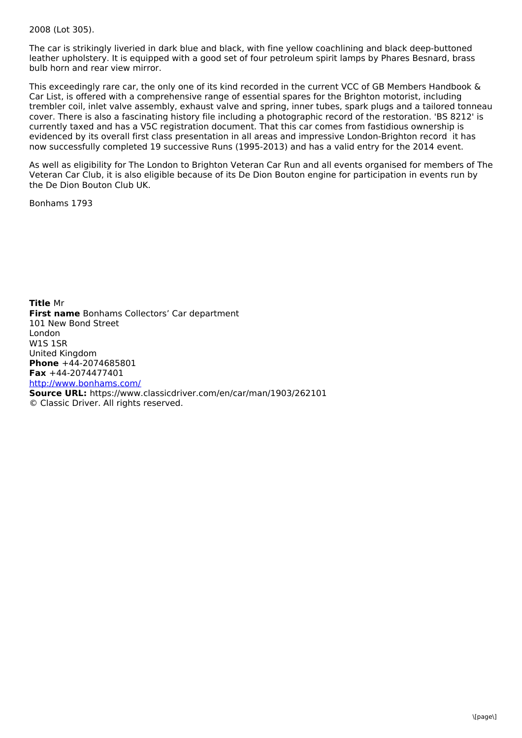2008 (Lot 305).

The car is strikingly liveried in dark blue and black, with fine yellow coachlining and black deep-buttoned leather upholstery. It is equipped with a good set of four petroleum spirit lamps by Phares Besnard, brass bulb horn and rear view mirror.

This exceedingly rare car, the only one of its kind recorded in the current VCC of GB Members Handbook & Car List, is offered with a comprehensive range of essential spares for the Brighton motorist, including trembler coil, inlet valve assembly, exhaust valve and spring, inner tubes, spark plugs and a tailored tonneau cover. There is also a fascinating history file including a photographic record of the restoration. 'BS 8212' is currently taxed and has a V5C registration document. That this car comes from fastidious ownership is evidenced by its overall first class presentation in all areas and impressive London-Brighton record  it has now successfully completed 19 successive Runs (1995-2013) and has a valid entry for the 2014 event.

As well as eligibility for The London to Brighton Veteran Car Run and all events organised for members of The Veteran Car Club, it is also eligible because of its De Dion Bouton engine for participation in events run by the De Dion Bouton Club UK.

Bonhams 1793

**Title** Mr
**First name** Bonhams Collectors' Car department
101 New Bond Street
London
W1S 1SR
United Kingdom
**Phone** +44-2074685801
**Fax** +44-2074477401
http://www.bonhams.com/
**Source URL:** https://www.classicdriver.com/en/car/man/1903/262101
© Classic Driver. All rights reserved.